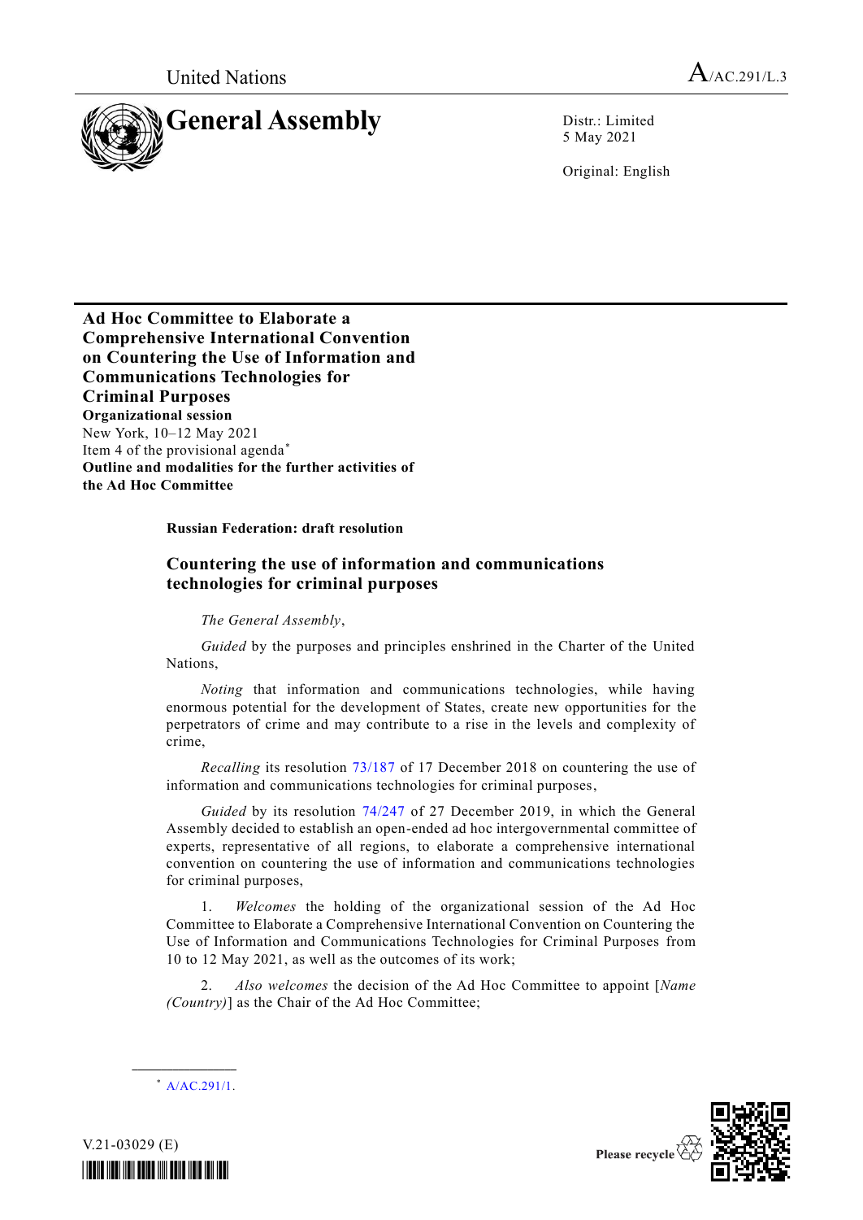United Nations

A/AC.291/L.3

# General Assembly

Distr.: Limited
5 May 2021

Original: English

**Ad Hoc Committee to Elaborate a Comprehensive International Convention on Countering the Use of Information and Communications Technologies for Criminal Purposes**
**Organizational session**
New York, 10–12 May 2021
Item 4 of the provisional agenda*
**Outline and modalities for the further activities of the Ad Hoc Committee**

**Russian Federation: draft resolution**

## Countering the use of information and communications technologies for criminal purposes

*The General Assembly*,

*Guided* by the purposes and principles enshrined in the Charter of the United Nations,

*Noting* that information and communications technologies, while having enormous potential for the development of States, create new opportunities for the perpetrators of crime and may contribute to a rise in the levels and complexity of crime,

*Recalling* its resolution 73/187 of 17 December 2018 on countering the use of information and communications technologies for criminal purposes,

*Guided* by its resolution 74/247 of 27 December 2019, in which the General Assembly decided to establish an open-ended ad hoc intergovernmental committee of experts, representative of all regions, to elaborate a comprehensive international convention on countering the use of information and communications technologies for criminal purposes,

1. *Welcomes* the holding of the organizational session of the Ad Hoc Committee to Elaborate a Comprehensive International Convention on Countering the Use of Information and Communications Technologies for Criminal Purposes from 10 to 12 May 2021, as well as the outcomes of its work;

2. *Also welcomes* the decision of the Ad Hoc Committee to appoint [*Name (Country)*] as the Chair of the Ad Hoc Committee;

\* A/AC.291/1.

V.21-03029 (E)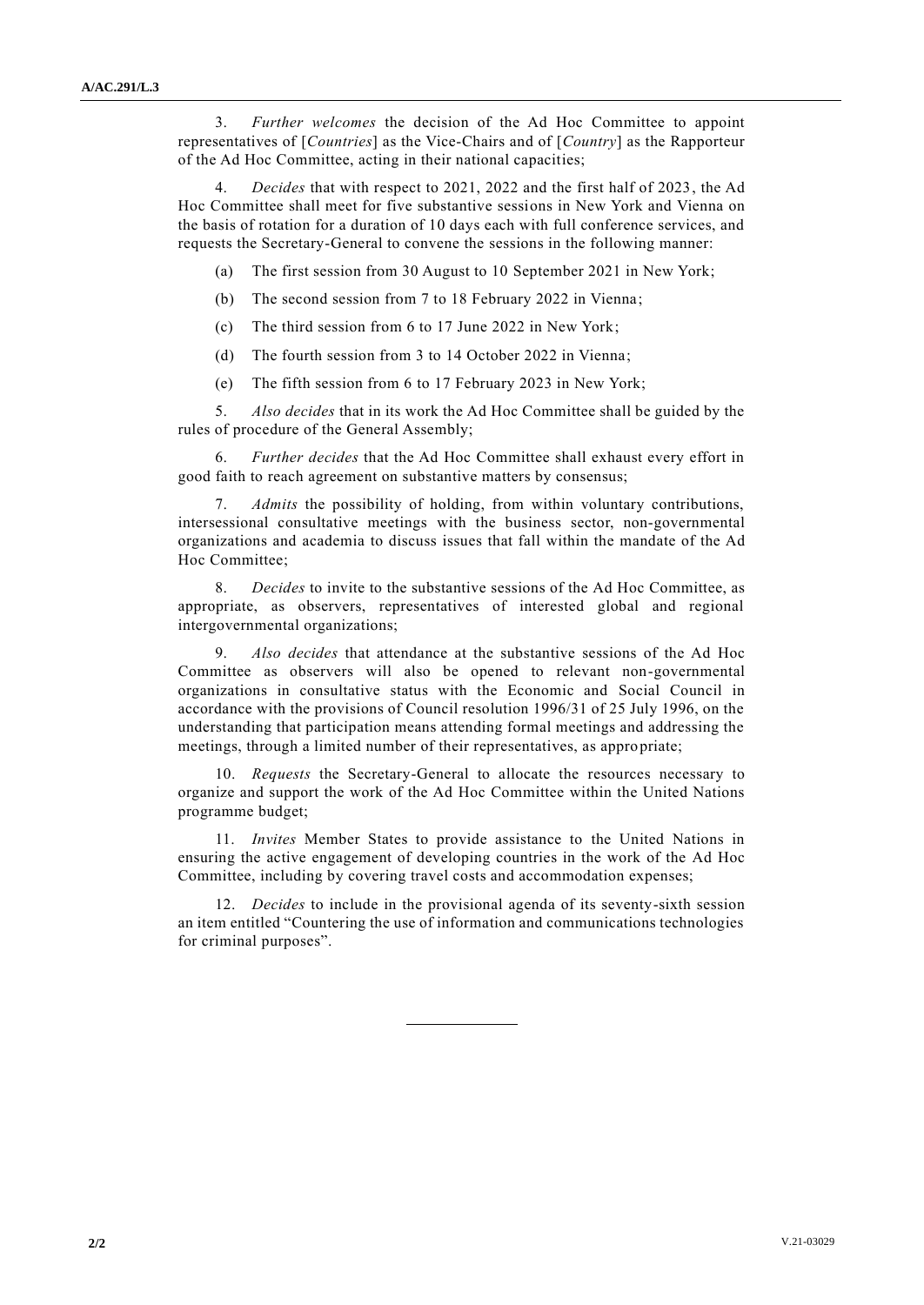3. *Further welcomes* the decision of the Ad Hoc Committee to appoint representatives of [*Countries*] as the Vice-Chairs and of [*Country*] as the Rapporteur of the Ad Hoc Committee, acting in their national capacities;

4. *Decides* that with respect to 2021, 2022 and the first half of 2023, the Ad Hoc Committee shall meet for five substantive sessions in New York and Vienna on the basis of rotation for a duration of 10 days each with full conference services, and requests the Secretary-General to convene the sessions in the following manner:

(a) The first session from 30 August to 10 September 2021 in New York;

(b) The second session from 7 to 18 February 2022 in Vienna;

(c) The third session from 6 to 17 June 2022 in New York;

(d) The fourth session from 3 to 14 October 2022 in Vienna;

(e) The fifth session from 6 to 17 February 2023 in New York;

5. *Also decides* that in its work the Ad Hoc Committee shall be guided by the rules of procedure of the General Assembly;

6. *Further decides* that the Ad Hoc Committee shall exhaust every effort in good faith to reach agreement on substantive matters by consensus;

7. *Admits* the possibility of holding, from within voluntary contributions, intersessional consultative meetings with the business sector, non-governmental organizations and academia to discuss issues that fall within the mandate of the Ad Hoc Committee;

8. *Decides* to invite to the substantive sessions of the Ad Hoc Committee, as appropriate, as observers, representatives of interested global and regional intergovernmental organizations;

9. *Also decides* that attendance at the substantive sessions of the Ad Hoc Committee as observers will also be opened to relevant non-governmental organizations in consultative status with the Economic and Social Council in accordance with the provisions of Council resolution 1996/31 of 25 July 1996, on the understanding that participation means attending formal meetings and addressing the meetings, through a limited number of their representatives, as appropriate;

10. *Requests* the Secretary-General to allocate the resources necessary to organize and support the work of the Ad Hoc Committee within the United Nations programme budget;

11. *Invites* Member States to provide assistance to the United Nations in ensuring the active engagement of developing countries in the work of the Ad Hoc Committee, including by covering travel costs and accommodation expenses;

12. *Decides* to include in the provisional agenda of its seventy-sixth session an item entitled "Countering the use of information and communications technologies for criminal purposes".